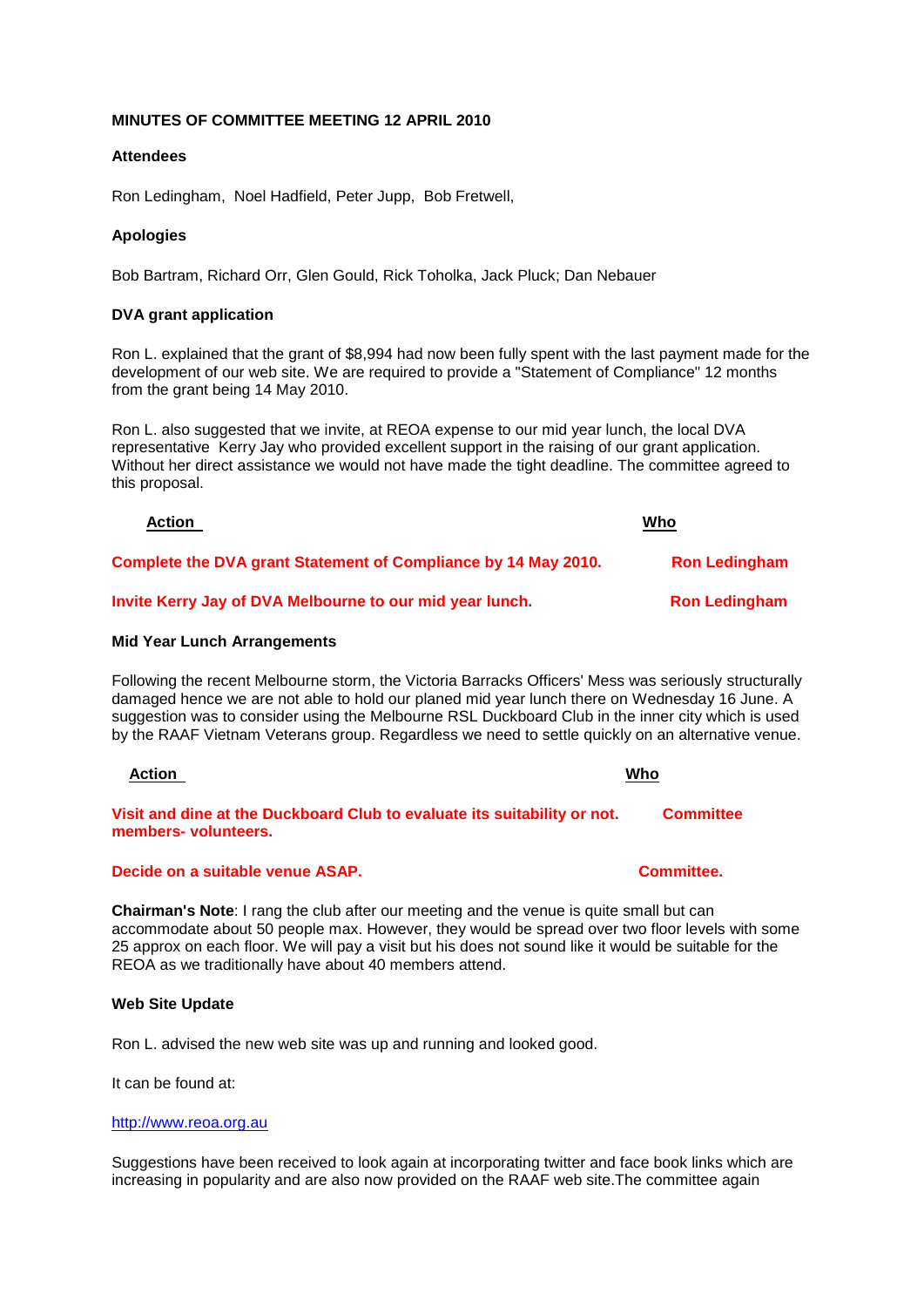**MINUTES OF COMMITTEE MEETING 12 APRIL 2010**

**Attendees**

Ron Ledingham, Noel Hadfield, Peter Jupp, Bob Fretwell,

**Apologies**

Bob Bartram, Richard Orr, Glen Gould, Rick Toholka, Jack Pluck; Dan Nebauer

**DVA grant application**

Ron L. explained that the grant of $8,994 had now been fully spent with the last payment made for the development of our web site. We are required to provide a "Statement of Compliance" 12 months from the grant being 14 May 2010.

Ron L. also suggested that we invite, at REOA expense to our mid year lunch, the local DVA representative Kerry Jay who provided excellent support in the raising of our grant application. Without her direct assistance we would not have made the tight deadline. The committee agreed to this proposal.

| Action | Who |
|---|---|
| **Complete the DVA grant Statement of Compliance by 14 May 2010.** | **Ron Ledingham** |
| **Invite Kerry Jay of DVA Melbourne to our mid year lunch.** | **Ron Ledingham** |

**Mid Year Lunch Arrangements**

Following the recent Melbourne storm, the Victoria Barracks Officers' Mess was seriously structurally damaged hence we are not able to hold our planed mid year lunch there on Wednesday 16 June. A suggestion was to consider using the Melbourne RSL Duckboard Club in the inner city which is used by the RAAF Vietnam Veterans group. Regardless we need to settle quickly on an alternative venue.

| Action | Who |
|---|---|
| **Visit and dine at the Duckboard Club to evaluate its suitability or not.** | **Committee members- volunteers.** |
| **Decide on a suitable venue ASAP.** | **Committee.** |

**Chairman's Note**: I rang the club after our meeting and the venue is quite small but can accommodate about 50 people max. However, they would be spread over two floor levels with some 25 approx on each floor. We will pay a visit but his does not sound like it would be suitable for the REOA as we traditionally have about 40 members attend.

**Web Site Update**

Ron L. advised the new web site was up and running and looked good.

It can be found at:

http://www.reoa.org.au

Suggestions have been received to look again at incorporating twitter and face book links which are increasing in popularity and are also now provided on the RAAF web site.The committee again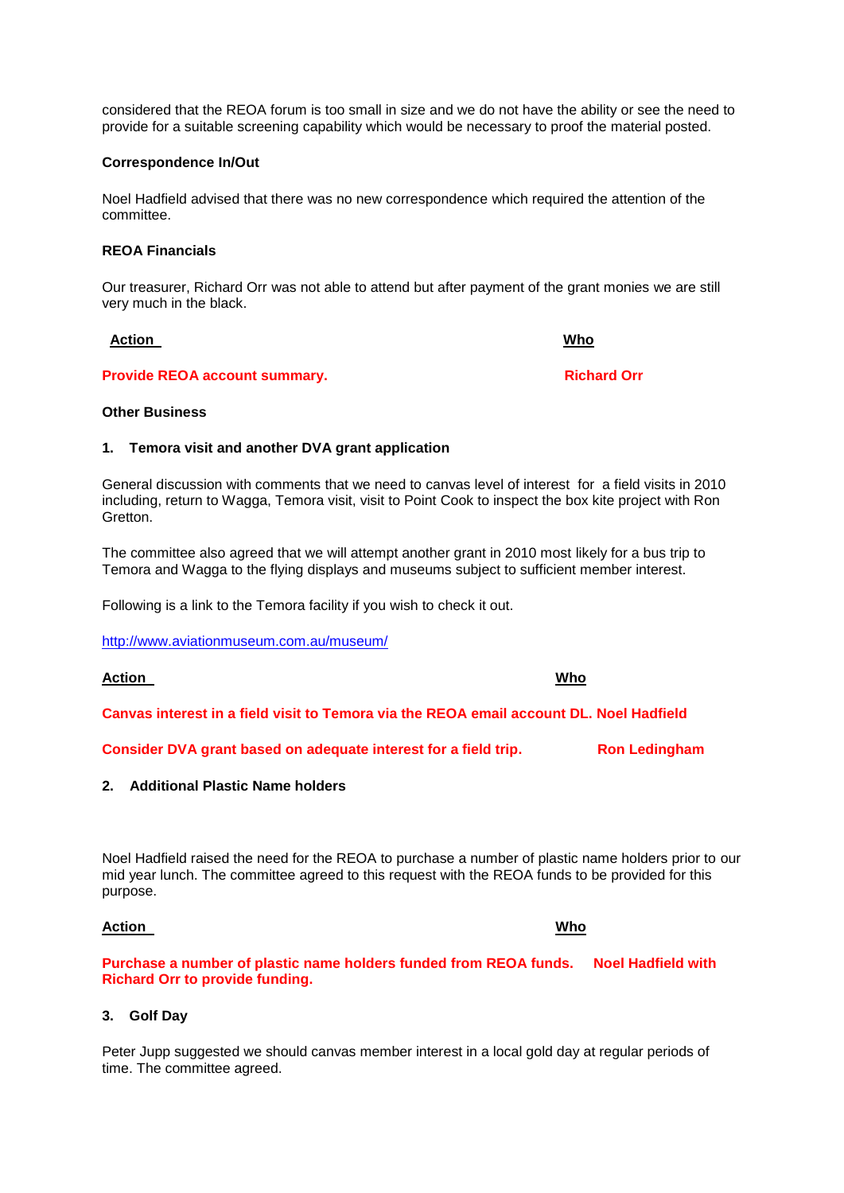considered that the REOA forum is too small in size and we do not have the ability or see the need to provide for a suitable screening capability which would be necessary to proof the material posted.

**Correspondence In/Out**

Noel Hadfield advised that there was no new correspondence which required the attention of the committee.

**REOA Financials**

Our treasurer, Richard Orr was not able to attend but after payment of the grant monies we are still very much in the black.

| **Action** | **Who** |
|---|---|
| **Provide REOA account summary.** | **Richard Orr** |

**Other Business**

**1. Temora visit and another DVA grant application**

General discussion with comments that we need to canvas level of interest for a field visits in 2010 including, return to Wagga, Temora visit, visit to Point Cook to inspect the box kite project with Ron Gretton.

The committee also agreed that we will attempt another grant in 2010 most likely for a bus trip to Temora and Wagga to the flying displays and museums subject to sufficient member interest.

Following is a link to the Temora facility if you wish to check it out.

http://www.aviationmuseum.com.au/museum/

| **Action** | **Who** |
|---|---|
| **Canvas interest in a field visit to Temora via the REOA email account DL.** | **Noel Hadfield** |
| **Consider DVA grant based on adequate interest for a field trip.** | **Ron Ledingham** |

**2. Additional Plastic Name holders**

Noel Hadfield raised the need for the REOA to purchase a number of plastic name holders prior to our mid year lunch. The committee agreed to this request with the REOA funds to be provided for this purpose.

| **Action** | **Who** |
|---|---|
| **Purchase a number of plastic name holders funded from REOA funds.** | **Noel Hadfield with Richard Orr to provide funding.** |

**3. Golf Day**

Peter Jupp suggested we should canvas member interest in a local gold day at regular periods of time. The committee agreed.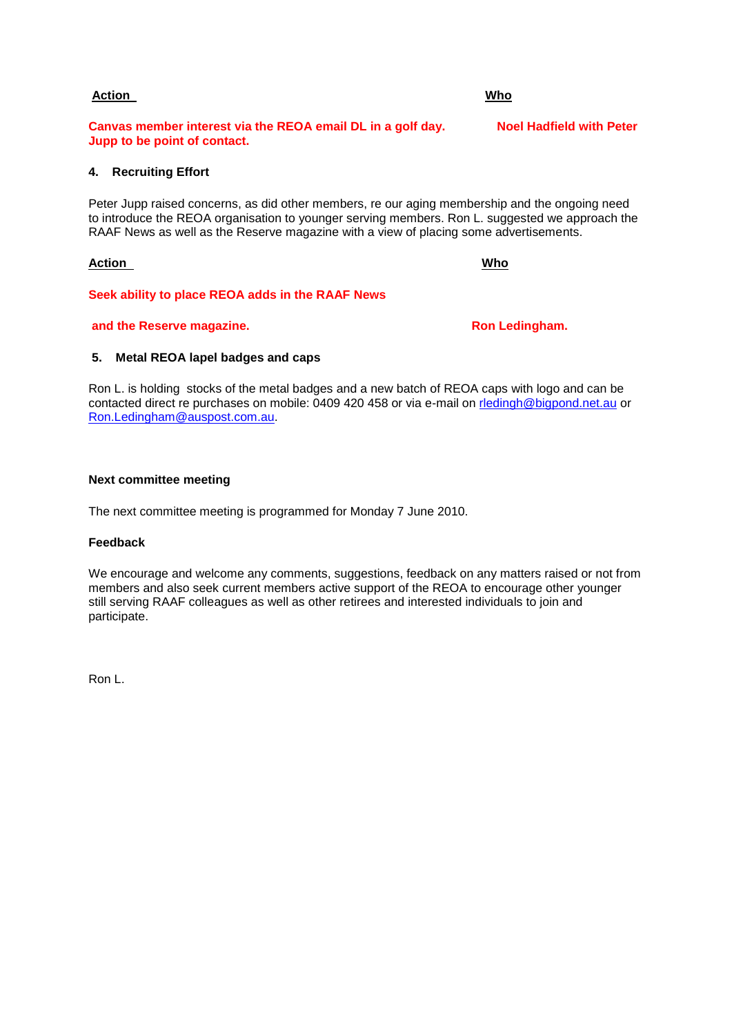| Action | Who |
|---|---|
| **Canvas member interest via the REOA email DL in a golf day. Jupp to be point of contact.** | **Noel Hadfield with Peter** |

**4. Recruiting Effort**

Peter Jupp raised concerns, as did other members, re our aging membership and the ongoing need to introduce the REOA organisation to younger serving members. Ron L. suggested we approach the RAAF News as well as the Reserve magazine with a view of placing some advertisements.

| Action | Who |
|---|---|
| **Seek ability to place REOA adds in the RAAF News and the Reserve magazine.** | **Ron Ledingham.** |

**5. Metal REOA lapel badges and caps**

Ron L. is holding stocks of the metal badges and a new batch of REOA caps with logo and can be contacted direct re purchases on mobile: 0409 420 458 or via e-mail on rledingh@bigpond.net.au or Ron.Ledingham@auspost.com.au.

**Next committee meeting**

The next committee meeting is programmed for Monday 7 June 2010.

**Feedback**

We encourage and welcome any comments, suggestions, feedback on any matters raised or not from members and also seek current members active support of the REOA to encourage other younger still serving RAAF colleagues as well as other retirees and interested individuals to join and participate.

Ron L.